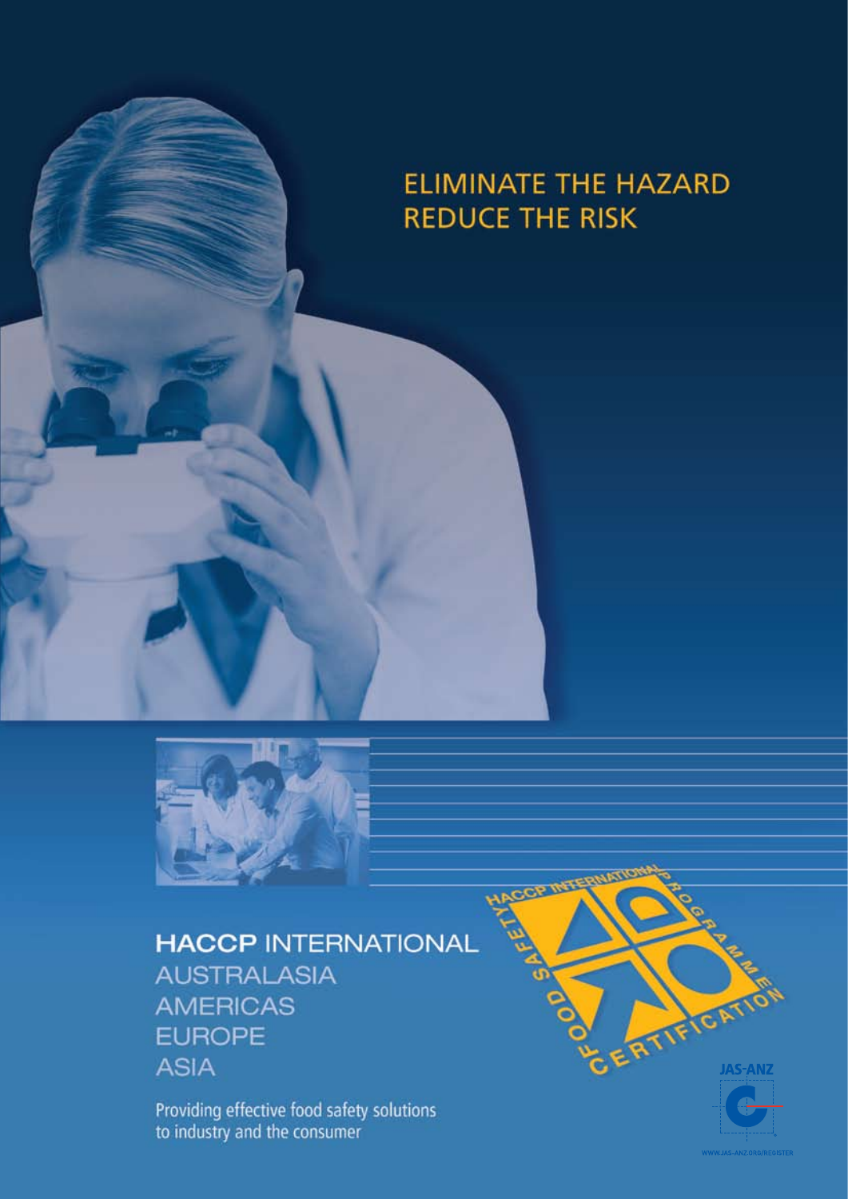# ELIMINATE THE HAZARD REDUCE THE RISK

**HACCP** INTERNATIONAL

AUSTRALASIA
AMERICAS
EUROPE
ASIA

Providing effective food safety solutions to industry and the consumer

HACCP INTERNATIONAL PROGRAMME FOOD SAFETY CERTIFICATION

JAS-ANZ

WWW.JAS-ANZ.ORG/REGISTER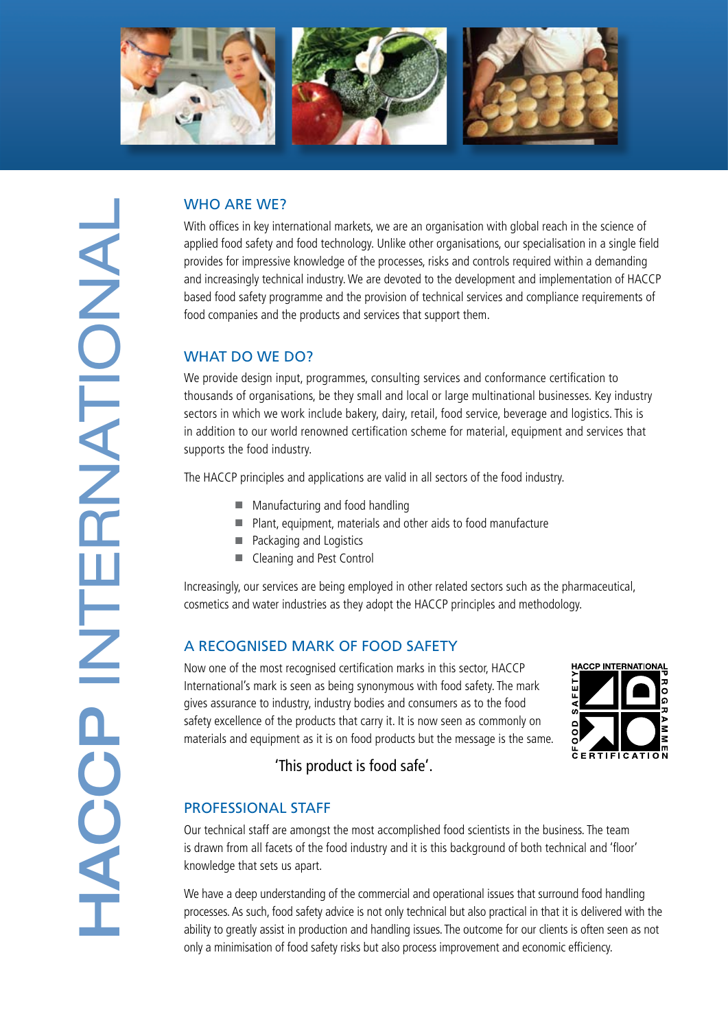# HACCP INTERNATIONAL

## WHO ARE WE?

With offices in key international markets, we are an organisation with global reach in the science of applied food safety and food technology. Unlike other organisations, our specialisation in a single field provides for impressive knowledge of the processes, risks and controls required within a demanding and increasingly technical industry. We are devoted to the development and implementation of HACCP based food safety programme and the provision of technical services and compliance requirements of food companies and the products and services that support them.

## WHAT DO WE DO?

We provide design input, programmes, consulting services and conformance certification to thousands of organisations, be they small and local or large multinational businesses. Key industry sectors in which we work include bakery, dairy, retail, food service, beverage and logistics. This is in addition to our world renowned certification scheme for material, equipment and services that supports the food industry.

The HACCP principles and applications are valid in all sectors of the food industry.

- Manufacturing and food handling
- Plant, equipment, materials and other aids to food manufacture
- Packaging and Logistics
- Cleaning and Pest Control

Increasingly, our services are being employed in other related sectors such as the pharmaceutical, cosmetics and water industries as they adopt the HACCP principles and methodology.

## A RECOGNISED MARK OF FOOD SAFETY

Now one of the most recognised certification marks in this sector, HACCP International's mark is seen as being synonymous with food safety. The mark gives assurance to industry, industry bodies and consumers as to the food safety excellence of the products that carry it. It is now seen as commonly on materials and equipment as it is on food products but the message is the same.

HACCP INTERNATIONAL
FOOD SAFETY
PROGRAMME
CERTIFICATION

'This product is food safe'.

## PROFESSIONAL STAFF

Our technical staff are amongst the most accomplished food scientists in the business. The team is drawn from all facets of the food industry and it is this background of both technical and 'floor' knowledge that sets us apart.

We have a deep understanding of the commercial and operational issues that surround food handling processes. As such, food safety advice is not only technical but also practical in that it is delivered with the ability to greatly assist in production and handling issues. The outcome for our clients is often seen as not only a minimisation of food safety risks but also process improvement and economic efficiency.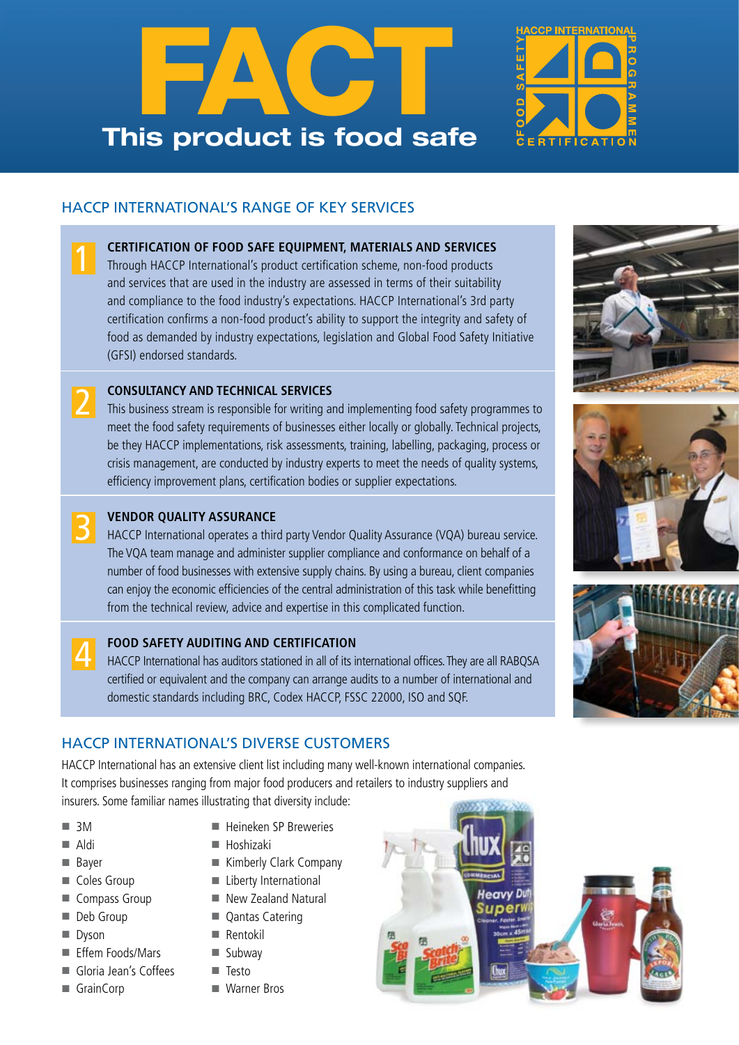# FACT

**This product is food safe**

HACCP INTERNATIONAL FOOD SAFETY PROGRAMME CERTIFICATION

## HACCP INTERNATIONAL'S RANGE OF KEY SERVICES

### 1 CERTIFICATION OF FOOD SAFE EQUIPMENT, MATERIALS AND SERVICES

Through HACCP International's product certification scheme, non-food products and services that are used in the industry are assessed in terms of their suitability and compliance to the food industry's expectations. HACCP International's 3rd party certification confirms a non-food product's ability to support the integrity and safety of food as demanded by industry expectations, legislation and Global Food Safety Initiative (GFSI) endorsed standards.

### 2 CONSULTANCY AND TECHNICAL SERVICES

This business stream is responsible for writing and implementing food safety programmes to meet the food safety requirements of businesses either locally or globally. Technical projects, be they HACCP implementations, risk assessments, training, labelling, packaging, process or crisis management, are conducted by industry experts to meet the needs of quality systems, efficiency improvement plans, certification bodies or supplier expectations.

### 3 VENDOR QUALITY ASSURANCE

HACCP International operates a third party Vendor Quality Assurance (VQA) bureau service. The VQA team manage and administer supplier compliance and conformance on behalf of a number of food businesses with extensive supply chains. By using a bureau, client companies can enjoy the economic efficiencies of the central administration of this task while benefitting from the technical review, advice and expertise in this complicated function.

### 4 FOOD SAFETY AUDITING AND CERTIFICATION

HACCP International has auditors stationed in all of its international offices. They are all RABQSA certified or equivalent and the company can arrange audits to a number of international and domestic standards including BRC, Codex HACCP, FSSC 22000, ISO and SQF.

## HACCP INTERNATIONAL'S DIVERSE CUSTOMERS

HACCP International has an extensive client list including many well-known international companies. It comprises businesses ranging from major food producers and retailers to industry suppliers and insurers. Some familiar names illustrating that diversity include:

- 3M
- Aldi
- Bayer
- Coles Group
- Compass Group
- Deb Group
- Dyson
- Effem Foods/Mars
- Gloria Jean's Coffees
- GrainCorp
- Heineken SP Breweries
- Hoshizaki
- Kimberly Clark Company
- Liberty International
- New Zealand Natural
- Qantas Catering
- Rentokil
- Subway
- Testo
- Warner Bros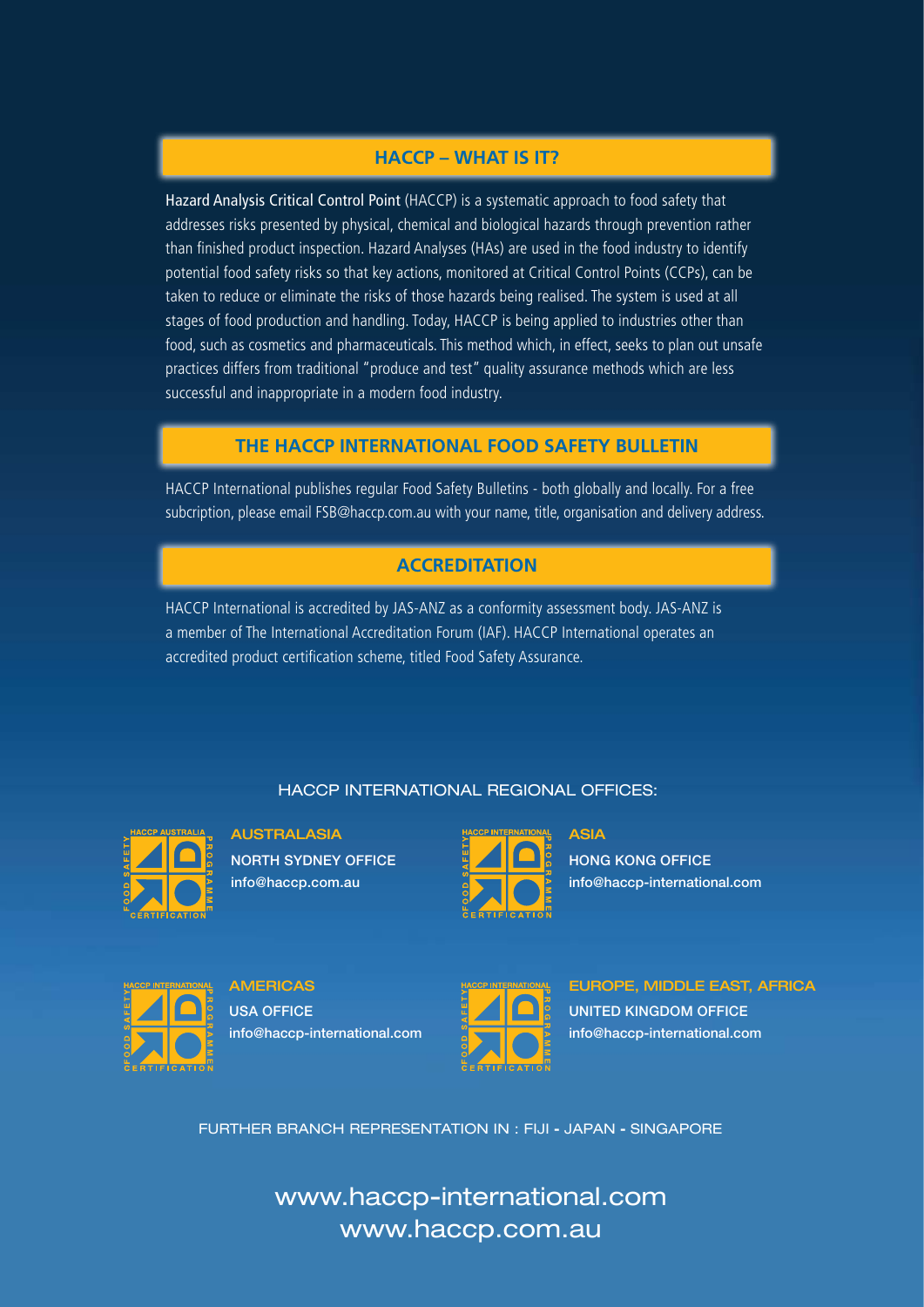## HACCP – WHAT IS IT?

Hazard Analysis Critical Control Point (HACCP) is a systematic approach to food safety that addresses risks presented by physical, chemical and biological hazards through prevention rather than finished product inspection. Hazard Analyses (HAs) are used in the food industry to identify potential food safety risks so that key actions, monitored at Critical Control Points (CCPs), can be taken to reduce or eliminate the risks of those hazards being realised. The system is used at all stages of food production and handling. Today, HACCP is being applied to industries other than food, such as cosmetics and pharmaceuticals. This method which, in effect, seeks to plan out unsafe practices differs from traditional "produce and test" quality assurance methods which are less successful and inappropriate in a modern food industry.

## THE HACCP INTERNATIONAL FOOD SAFETY BULLETIN

HACCP International publishes regular Food Safety Bulletins - both globally and locally. For a free subcription, please email FSB@haccp.com.au with your name, title, organisation and delivery address.

## ACCREDITATION

HACCP International is accredited by JAS-ANZ as a conformity assessment body. JAS-ANZ is a member of The International Accreditation Forum (IAF). HACCP International operates an accredited product certification scheme, titled Food Safety Assurance.

HACCP INTERNATIONAL REGIONAL OFFICES:

**AUSTRALASIA**
NORTH SYDNEY OFFICE
info@haccp.com.au

**ASIA**
HONG KONG OFFICE
info@haccp-international.com

**AMERICAS**
USA OFFICE
info@haccp-international.com

**EUROPE, MIDDLE EAST, AFRICA**
UNITED KINGDOM OFFICE
info@haccp-international.com

FURTHER BRANCH REPRESENTATION IN : FIJI - JAPAN - SINGAPORE

www.haccp-international.com
www.haccp.com.au